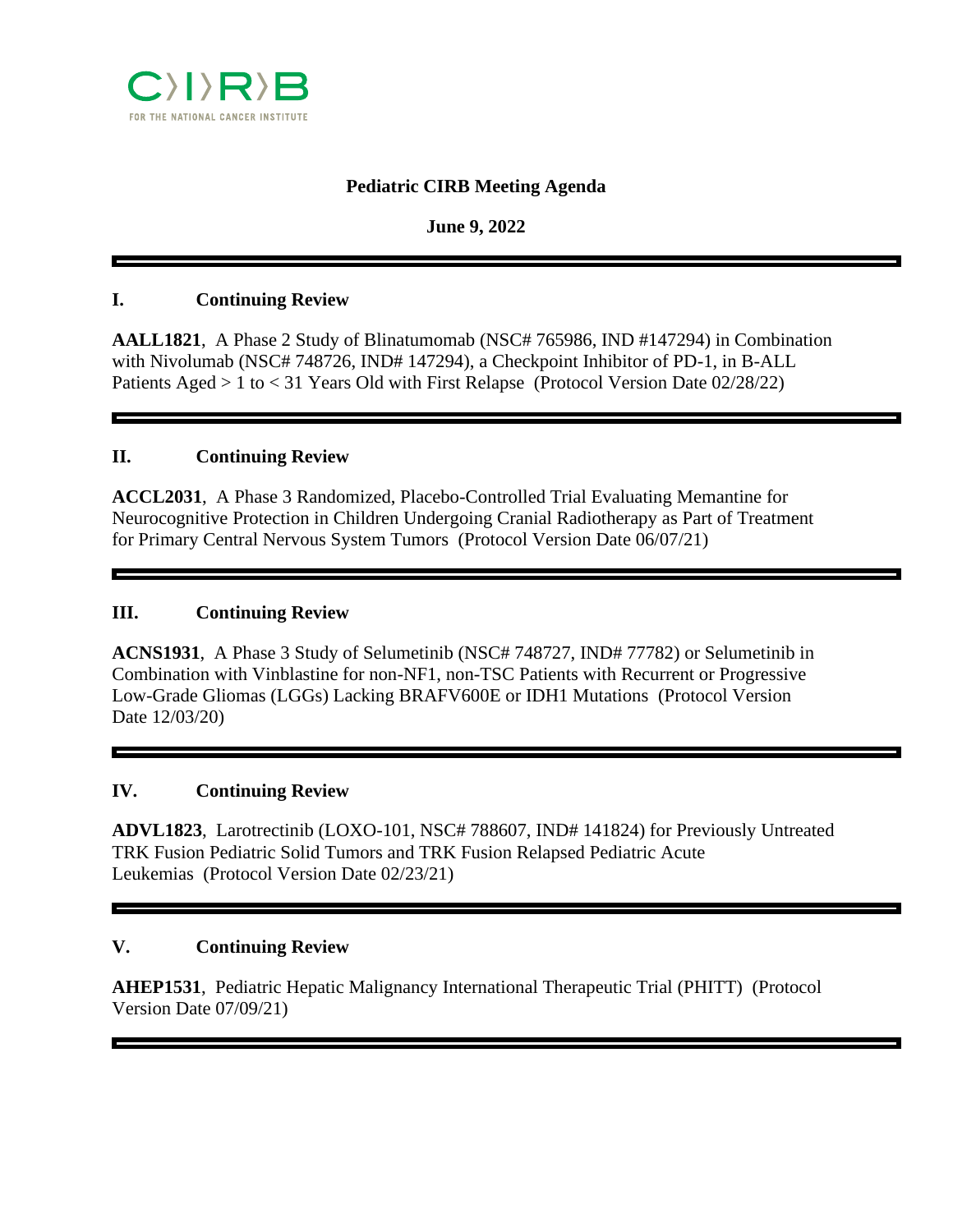C〉I〉R〉B

FOR THE NATIONAL CANCER INSTITUTE

# Pediatric CIRB Meeting Agenda

**June 9, 2022**

---

## I. Continuing Review

**AALL1821**, A Phase 2 Study of Blinatumomab (NSC# 765986, IND #147294) in Combination with Nivolumab (NSC# 748726, IND# 147294), a Checkpoint Inhibitor of PD-1, in B-ALL Patients Aged > 1 to < 31 Years Old with First Relapse (Protocol Version Date 02/28/22)

---

## II. Continuing Review

**ACCL2031**, A Phase 3 Randomized, Placebo-Controlled Trial Evaluating Memantine for Neurocognitive Protection in Children Undergoing Cranial Radiotherapy as Part of Treatment for Primary Central Nervous System Tumors (Protocol Version Date 06/07/21)

---

## III. Continuing Review

**ACNS1931**, A Phase 3 Study of Selumetinib (NSC# 748727, IND# 77782) or Selumetinib in Combination with Vinblastine for non-NF1, non-TSC Patients with Recurrent or Progressive Low-Grade Gliomas (LGGs) Lacking BRAFV600E or IDH1 Mutations (Protocol Version Date 12/03/20)

---

## IV. Continuing Review

**ADVL1823**, Larotrectinib (LOXO-101, NSC# 788607, IND# 141824) for Previously Untreated TRK Fusion Pediatric Solid Tumors and TRK Fusion Relapsed Pediatric Acute Leukemias (Protocol Version Date 02/23/21)

---

## V. Continuing Review

**AHEP1531**, Pediatric Hepatic Malignancy International Therapeutic Trial (PHITT) (Protocol Version Date 07/09/21)

---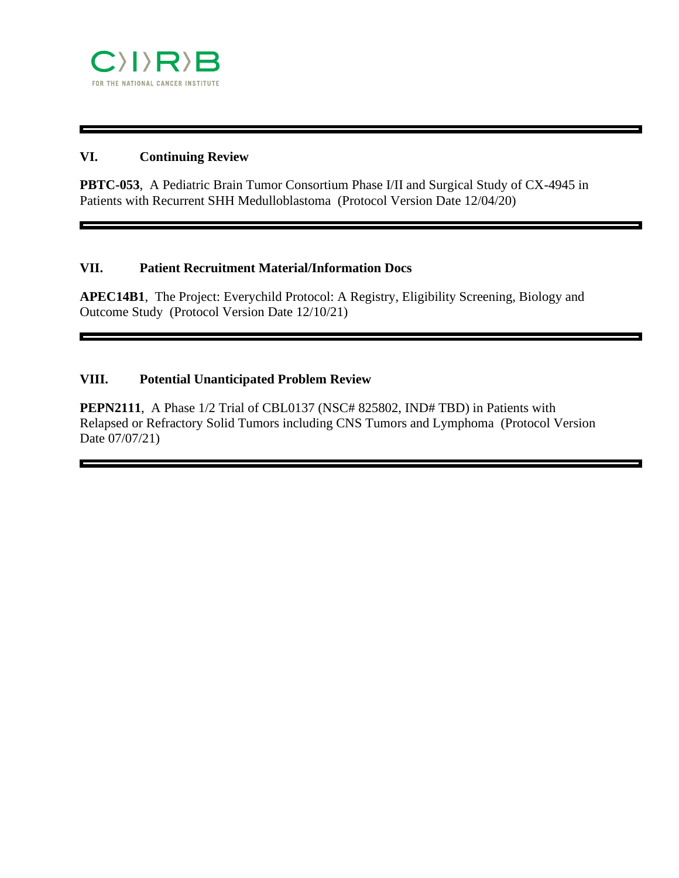## VI. Continuing Review

**PBTC-053**, A Pediatric Brain Tumor Consortium Phase I/II and Surgical Study of CX-4945 in Patients with Recurrent SHH Medulloblastoma (Protocol Version Date 12/04/20)

---

## VII. Patient Recruitment Material/Information Docs

**APEC14B1**, The Project: Everychild Protocol: A Registry, Eligibility Screening, Biology and Outcome Study (Protocol Version Date 12/10/21)

---

## VIII. Potential Unanticipated Problem Review

**PEPN2111**, A Phase 1/2 Trial of CBL0137 (NSC# 825802, IND# TBD) in Patients with Relapsed or Refractory Solid Tumors including CNS Tumors and Lymphoma (Protocol Version Date 07/07/21)

---